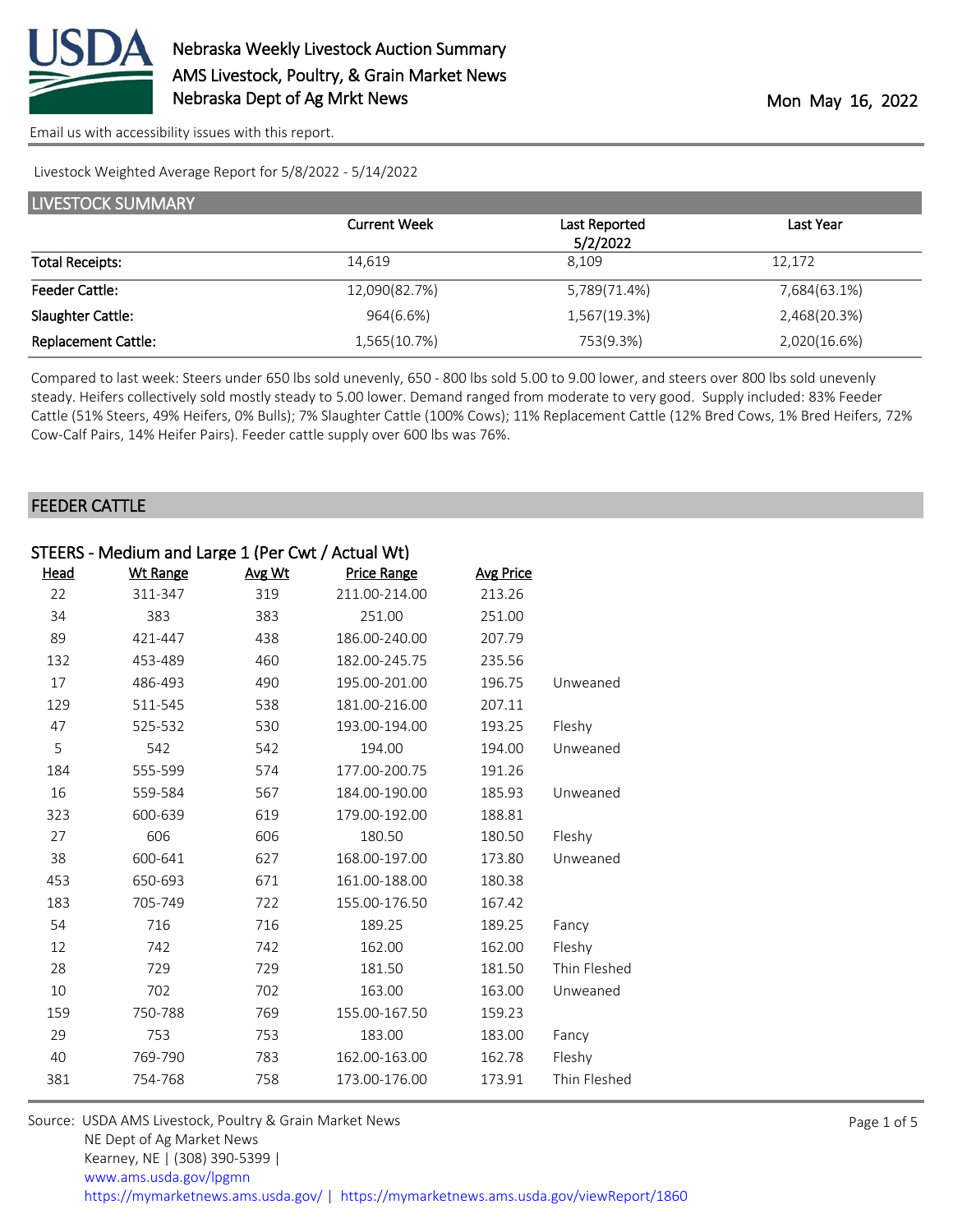# Nebraska Weekly Livestock Auction Summary

AMS Livestock, Poultry, & Grain Market News

Nebraska Dept of Ag Mrkt News

Mon May 16, 2022

Email us with accessibility issues with this report.

Livestock Weighted Average Report for 5/8/2022 - 5/14/2022

## LIVESTOCK SUMMARY

| | Current Week | Last Reported 5/2/2022 | Last Year |
|---|---|---|---|
| Total Receipts: | 14,619 | 8,109 | 12,172 |
| Feeder Cattle: | 12,090(82.7%) | 5,789(71.4%) | 7,684(63.1%) |
| Slaughter Cattle: | 964(6.6%) | 1,567(19.3%) | 2,468(20.3%) |
| Replacement Cattle: | 1,565(10.7%) | 753(9.3%) | 2,020(16.6%) |

Compared to last week: Steers under 650 lbs sold unevenly, 650 - 800 lbs sold 5.00 to 9.00 lower, and steers over 800 lbs sold unevenly steady. Heifers collectively sold mostly steady to 5.00 lower. Demand ranged from moderate to very good. Supply included: 83% Feeder Cattle (51% Steers, 49% Heifers, 0% Bulls); 7% Slaughter Cattle (100% Cows); 11% Replacement Cattle (12% Bred Cows, 1% Bred Heifers, 72% Cow-Calf Pairs, 14% Heifer Pairs). Feeder cattle supply over 600 lbs was 76%.

## FEEDER CATTLE

### STEERS - Medium and Large 1 (Per Cwt / Actual Wt)

| Head | Wt Range | Avg Wt | Price Range | Avg Price | |
|---|---|---|---|---|---|
| 22 | 311-347 | 319 | 211.00-214.00 | 213.26 | |
| 34 | 383 | 383 | 251.00 | 251.00 | |
| 89 | 421-447 | 438 | 186.00-240.00 | 207.79 | |
| 132 | 453-489 | 460 | 182.00-245.75 | 235.56 | |
| 17 | 486-493 | 490 | 195.00-201.00 | 196.75 | Unweaned |
| 129 | 511-545 | 538 | 181.00-216.00 | 207.11 | |
| 47 | 525-532 | 530 | 193.00-194.00 | 193.25 | Fleshy |
| 5 | 542 | 542 | 194.00 | 194.00 | Unweaned |
| 184 | 555-599 | 574 | 177.00-200.75 | 191.26 | |
| 16 | 559-584 | 567 | 184.00-190.00 | 185.93 | Unweaned |
| 323 | 600-639 | 619 | 179.00-192.00 | 188.81 | |
| 27 | 606 | 606 | 180.50 | 180.50 | Fleshy |
| 38 | 600-641 | 627 | 168.00-197.00 | 173.80 | Unweaned |
| 453 | 650-693 | 671 | 161.00-188.00 | 180.38 | |
| 183 | 705-749 | 722 | 155.00-176.50 | 167.42 | |
| 54 | 716 | 716 | 189.25 | 189.25 | Fancy |
| 12 | 742 | 742 | 162.00 | 162.00 | Fleshy |
| 28 | 729 | 729 | 181.50 | 181.50 | Thin Fleshed |
| 10 | 702 | 702 | 163.00 | 163.00 | Unweaned |
| 159 | 750-788 | 769 | 155.00-167.50 | 159.23 | |
| 29 | 753 | 753 | 183.00 | 183.00 | Fancy |
| 40 | 769-790 | 783 | 162.00-163.00 | 162.78 | Fleshy |
| 381 | 754-768 | 758 | 173.00-176.00 | 173.91 | Thin Fleshed |

Source: USDA AMS Livestock, Poultry & Grain Market News
NE Dept of Ag Market News
Kearney, NE | (308) 390-5399 |
www.ams.usda.gov/lpgmn
https://mymarketnews.ams.usda.gov/ | https://mymarketnews.ams.usda.gov/viewReport/1860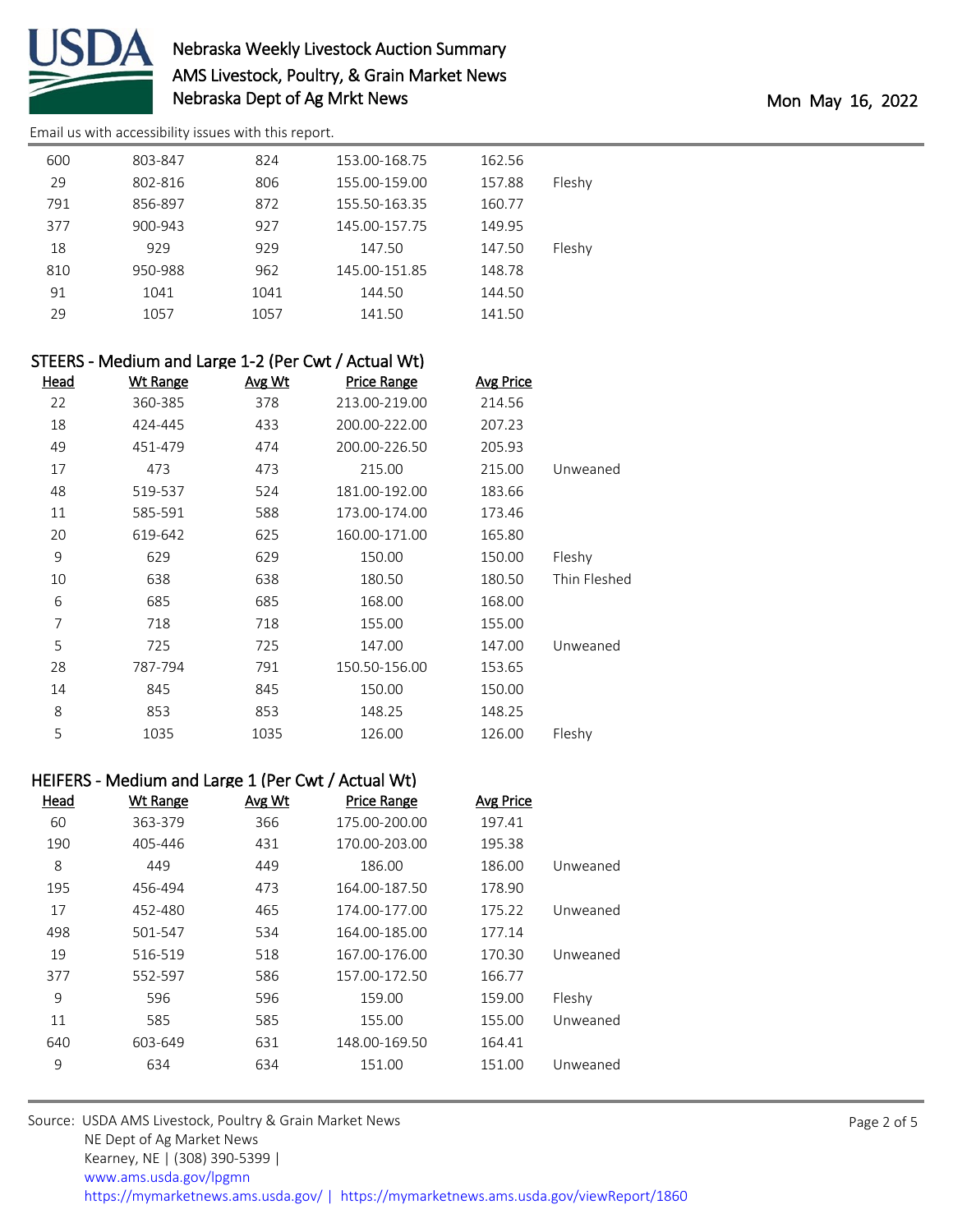| Head | Wt Range | Avg Wt | Price Range | Avg Price | |
|---|---|---|---|---|---|
| 600 | 803-847 | 824 | 153.00-168.75 | 162.56 | |
| 29 | 802-816 | 806 | 155.00-159.00 | 157.88 | Fleshy |
| 791 | 856-897 | 872 | 155.50-163.35 | 160.77 | |
| 377 | 900-943 | 927 | 145.00-157.75 | 149.95 | |
| 18 | 929 | 929 | 147.50 | 147.50 | Fleshy |
| 810 | 950-988 | 962 | 145.00-151.85 | 148.78 | |
| 91 | 1041 | 1041 | 144.50 | 144.50 | |
| 29 | 1057 | 1057 | 141.50 | 141.50 | |

## STEERS - Medium and Large 1-2 (Per Cwt / Actual Wt)

| Head | Wt Range | Avg Wt | Price Range | Avg Price | |
|---|---|---|---|---|---|
| 22 | 360-385 | 378 | 213.00-219.00 | 214.56 | |
| 18 | 424-445 | 433 | 200.00-222.00 | 207.23 | |
| 49 | 451-479 | 474 | 200.00-226.50 | 205.93 | |
| 17 | 473 | 473 | 215.00 | 215.00 | Unweaned |
| 48 | 519-537 | 524 | 181.00-192.00 | 183.66 | |
| 11 | 585-591 | 588 | 173.00-174.00 | 173.46 | |
| 20 | 619-642 | 625 | 160.00-171.00 | 165.80 | |
| 9 | 629 | 629 | 150.00 | 150.00 | Fleshy |
| 10 | 638 | 638 | 180.50 | 180.50 | Thin Fleshed |
| 6 | 685 | 685 | 168.00 | 168.00 | |
| 7 | 718 | 718 | 155.00 | 155.00 | |
| 5 | 725 | 725 | 147.00 | 147.00 | Unweaned |
| 28 | 787-794 | 791 | 150.50-156.00 | 153.65 | |
| 14 | 845 | 845 | 150.00 | 150.00 | |
| 8 | 853 | 853 | 148.25 | 148.25 | |
| 5 | 1035 | 1035 | 126.00 | 126.00 | Fleshy |

## HEIFERS - Medium and Large 1 (Per Cwt / Actual Wt)

| Head | Wt Range | Avg Wt | Price Range | Avg Price | |
|---|---|---|---|---|---|
| 60 | 363-379 | 366 | 175.00-200.00 | 197.41 | |
| 190 | 405-446 | 431 | 170.00-203.00 | 195.38 | |
| 8 | 449 | 449 | 186.00 | 186.00 | Unweaned |
| 195 | 456-494 | 473 | 164.00-187.50 | 178.90 | |
| 17 | 452-480 | 465 | 174.00-177.00 | 175.22 | Unweaned |
| 498 | 501-547 | 534 | 164.00-185.00 | 177.14 | |
| 19 | 516-519 | 518 | 167.00-176.00 | 170.30 | Unweaned |
| 377 | 552-597 | 586 | 157.00-172.50 | 166.77 | |
| 9 | 596 | 596 | 159.00 | 159.00 | Fleshy |
| 11 | 585 | 585 | 155.00 | 155.00 | Unweaned |
| 640 | 603-649 | 631 | 148.00-169.50 | 164.41 | |
| 9 | 634 | 634 | 151.00 | 151.00 | Unweaned |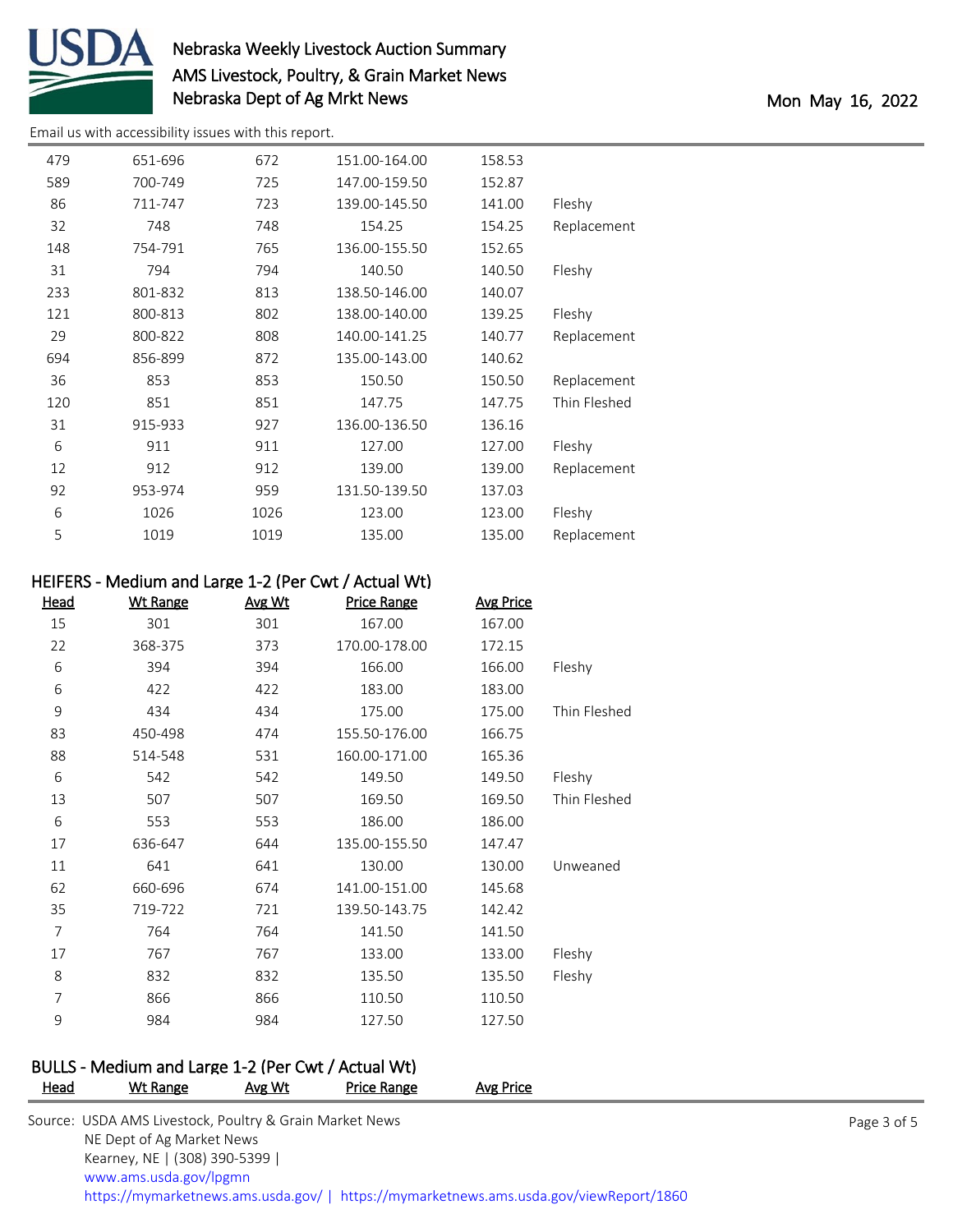Email us with accessibility issues with this report.

| Head | Wt Range | Avg Wt | Price Range | Avg Price | |
|---|---|---|---|---|---|
| 479 | 651-696 | 672 | 151.00-164.00 | 158.53 | |
| 589 | 700-749 | 725 | 147.00-159.50 | 152.87 | |
| 86 | 711-747 | 723 | 139.00-145.50 | 141.00 | Fleshy |
| 32 | 748 | 748 | 154.25 | 154.25 | Replacement |
| 148 | 754-791 | 765 | 136.00-155.50 | 152.65 | |
| 31 | 794 | 794 | 140.50 | 140.50 | Fleshy |
| 233 | 801-832 | 813 | 138.50-146.00 | 140.07 | |
| 121 | 800-813 | 802 | 138.00-140.00 | 139.25 | Fleshy |
| 29 | 800-822 | 808 | 140.00-141.25 | 140.77 | Replacement |
| 694 | 856-899 | 872 | 135.00-143.00 | 140.62 | |
| 36 | 853 | 853 | 150.50 | 150.50 | Replacement |
| 120 | 851 | 851 | 147.75 | 147.75 | Thin Fleshed |
| 31 | 915-933 | 927 | 136.00-136.50 | 136.16 | |
| 6 | 911 | 911 | 127.00 | 127.00 | Fleshy |
| 12 | 912 | 912 | 139.00 | 139.00 | Replacement |
| 92 | 953-974 | 959 | 131.50-139.50 | 137.03 | |
| 6 | 1026 | 1026 | 123.00 | 123.00 | Fleshy |
| 5 | 1019 | 1019 | 135.00 | 135.00 | Replacement |

## HEIFERS - Medium and Large 1-2 (Per Cwt / Actual Wt)

| Head | Wt Range | Avg Wt | Price Range | Avg Price | |
|---|---|---|---|---|---|
| 15 | 301 | 301 | 167.00 | 167.00 | |
| 22 | 368-375 | 373 | 170.00-178.00 | 172.15 | |
| 6 | 394 | 394 | 166.00 | 166.00 | Fleshy |
| 6 | 422 | 422 | 183.00 | 183.00 | |
| 9 | 434 | 434 | 175.00 | 175.00 | Thin Fleshed |
| 83 | 450-498 | 474 | 155.50-176.00 | 166.75 | |
| 88 | 514-548 | 531 | 160.00-171.00 | 165.36 | |
| 6 | 542 | 542 | 149.50 | 149.50 | Fleshy |
| 13 | 507 | 507 | 169.50 | 169.50 | Thin Fleshed |
| 6 | 553 | 553 | 186.00 | 186.00 | |
| 17 | 636-647 | 644 | 135.00-155.50 | 147.47 | |
| 11 | 641 | 641 | 130.00 | 130.00 | Unweaned |
| 62 | 660-696 | 674 | 141.00-151.00 | 145.68 | |
| 35 | 719-722 | 721 | 139.50-143.75 | 142.42 | |
| 7 | 764 | 764 | 141.50 | 141.50 | |
| 17 | 767 | 767 | 133.00 | 133.00 | Fleshy |
| 8 | 832 | 832 | 135.50 | 135.50 | Fleshy |
| 7 | 866 | 866 | 110.50 | 110.50 | |
| 9 | 984 | 984 | 127.50 | 127.50 | |

## BULLS - Medium and Large 1-2 (Per Cwt / Actual Wt)

| Head | Wt Range | Avg Wt | Price Range | Avg Price |
|---|---|---|---|---|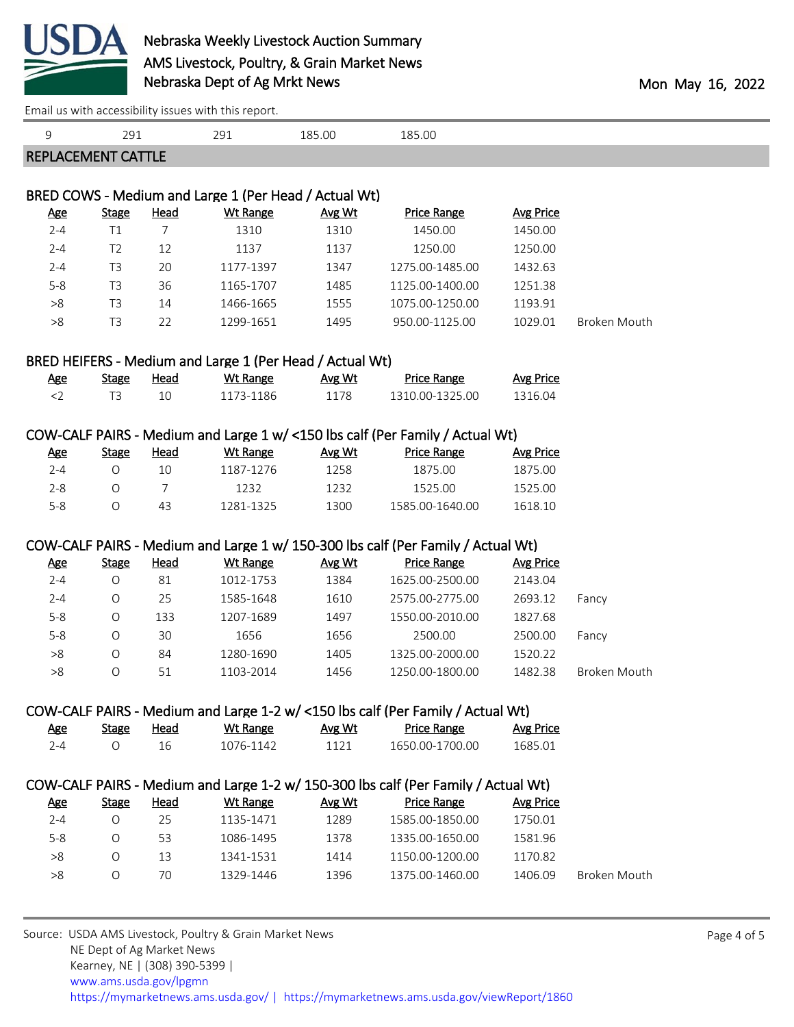Email us with accessibility issues with this report.

| 9 | 291 | 291 | 185.00 | 185.00 |
|---|---|---|---|---|

## REPLACEMENT CATTLE

### BRED COWS - Medium and Large 1 (Per Head / Actual Wt)

| Age | Stage | Head | Wt Range | Avg Wt | Price Range | Avg Price | |
|---|---|---|---|---|---|---|---|
| 2-4 | T1 | 7 | 1310 | 1310 | 1450.00 | 1450.00 | |
| 2-4 | T2 | 12 | 1137 | 1137 | 1250.00 | 1250.00 | |
| 2-4 | T3 | 20 | 1177-1397 | 1347 | 1275.00-1485.00 | 1432.63 | |
| 5-8 | T3 | 36 | 1165-1707 | 1485 | 1125.00-1400.00 | 1251.38 | |
| >8 | T3 | 14 | 1466-1665 | 1555 | 1075.00-1250.00 | 1193.91 | |
| >8 | T3 | 22 | 1299-1651 | 1495 | 950.00-1125.00 | 1029.01 | Broken Mouth |

### BRED HEIFERS - Medium and Large 1 (Per Head / Actual Wt)

| Age | Stage | Head | Wt Range | Avg Wt | Price Range | Avg Price |
|---|---|---|---|---|---|---|
| <2 | T3 | 10 | 1173-1186 | 1178 | 1310.00-1325.00 | 1316.04 |

### COW-CALF PAIRS - Medium and Large 1 w/ <150 lbs calf (Per Family / Actual Wt)

| Age | Stage | Head | Wt Range | Avg Wt | Price Range | Avg Price |
|---|---|---|---|---|---|---|
| 2-4 | O | 10 | 1187-1276 | 1258 | 1875.00 | 1875.00 |
| 2-8 | O | 7 | 1232 | 1232 | 1525.00 | 1525.00 |
| 5-8 | O | 43 | 1281-1325 | 1300 | 1585.00-1640.00 | 1618.10 |

### COW-CALF PAIRS - Medium and Large 1 w/ 150-300 lbs calf (Per Family / Actual Wt)

| Age | Stage | Head | Wt Range | Avg Wt | Price Range | Avg Price | |
|---|---|---|---|---|---|---|---|
| 2-4 | O | 81 | 1012-1753 | 1384 | 1625.00-2500.00 | 2143.04 | |
| 2-4 | O | 25 | 1585-1648 | 1610 | 2575.00-2775.00 | 2693.12 | Fancy |
| 5-8 | O | 133 | 1207-1689 | 1497 | 1550.00-2010.00 | 1827.68 | |
| 5-8 | O | 30 | 1656 | 1656 | 2500.00 | 2500.00 | Fancy |
| >8 | O | 84 | 1280-1690 | 1405 | 1325.00-2000.00 | 1520.22 | |
| >8 | O | 51 | 1103-2014 | 1456 | 1250.00-1800.00 | 1482.38 | Broken Mouth |

### COW-CALF PAIRS - Medium and Large 1-2 w/ <150 lbs calf (Per Family / Actual Wt)

| Age | Stage | Head | Wt Range | Avg Wt | Price Range | Avg Price |
|---|---|---|---|---|---|---|
| 2-4 | O | 16 | 1076-1142 | 1121 | 1650.00-1700.00 | 1685.01 |

### COW-CALF PAIRS - Medium and Large 1-2 w/ 150-300 lbs calf (Per Family / Actual Wt)

| Age | Stage | Head | Wt Range | Avg Wt | Price Range | Avg Price | |
|---|---|---|---|---|---|---|---|
| 2-4 | O | 25 | 1135-1471 | 1289 | 1585.00-1850.00 | 1750.01 | |
| 5-8 | O | 53 | 1086-1495 | 1378 | 1335.00-1650.00 | 1581.96 | |
| >8 | O | 13 | 1341-1531 | 1414 | 1150.00-1200.00 | 1170.82 | |
| >8 | O | 70 | 1329-1446 | 1396 | 1375.00-1460.00 | 1406.09 | Broken Mouth |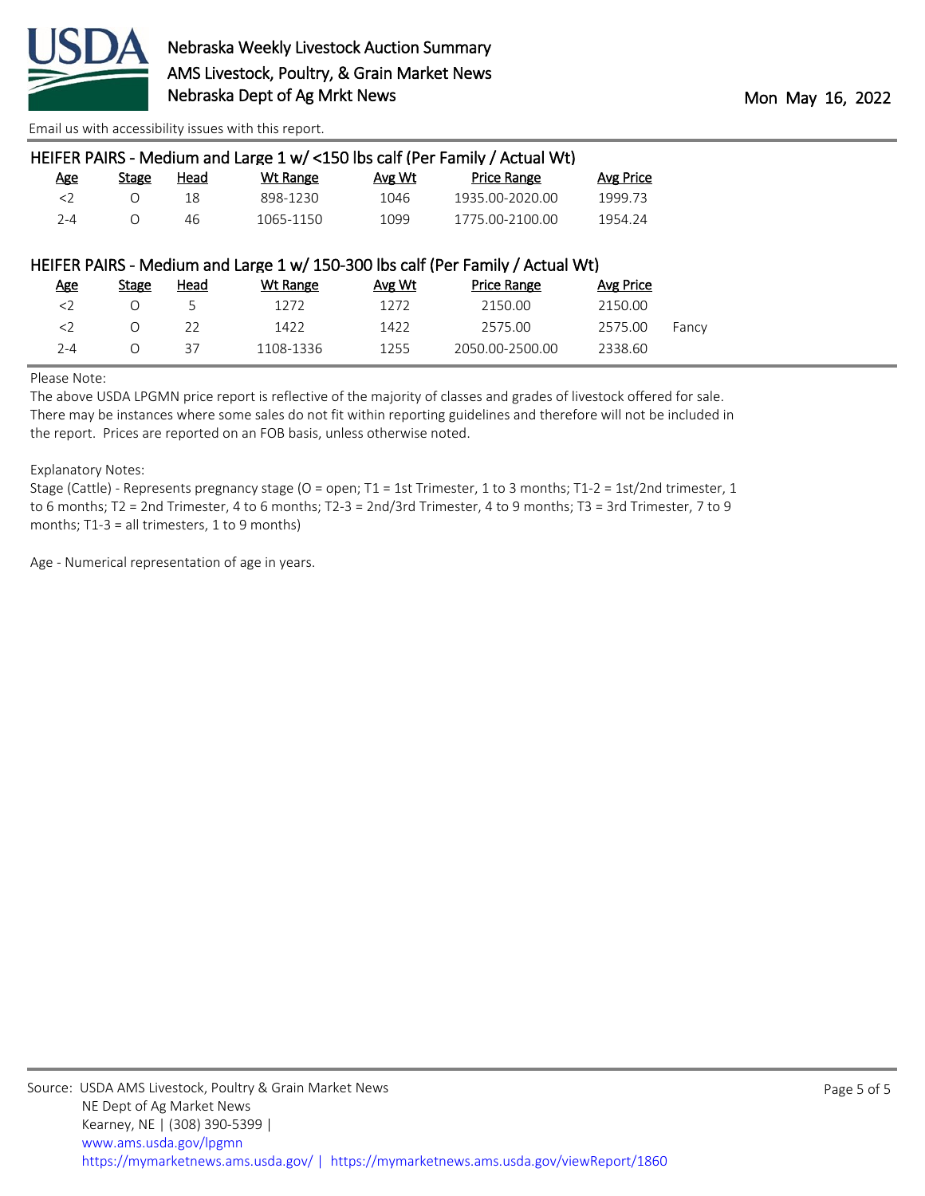Email us with accessibility issues with this report.

### HEIFER PAIRS - Medium and Large 1 w/ <150 lbs calf (Per Family / Actual Wt)

| Age | Stage | Head | Wt Range | Avg Wt | Price Range | Avg Price | |
|---|---|---|---|---|---|---|---|
| <2 | O | 18 | 898-1230 | 1046 | 1935.00-2020.00 | 1999.73 | |
| 2-4 | O | 46 | 1065-1150 | 1099 | 1775.00-2100.00 | 1954.24 | |

### HEIFER PAIRS - Medium and Large 1 w/ 150-300 lbs calf (Per Family / Actual Wt)

| Age | Stage | Head | Wt Range | Avg Wt | Price Range | Avg Price | |
|---|---|---|---|---|---|---|---|
| <2 | O | 5 | 1272 | 1272 | 2150.00 | 2150.00 | |
| <2 | O | 22 | 1422 | 1422 | 2575.00 | 2575.00 | Fancy |
| 2-4 | O | 37 | 1108-1336 | 1255 | 2050.00-2500.00 | 2338.60 | |

Please Note:
The above USDA LPGMN price report is reflective of the majority of classes and grades of livestock offered for sale. There may be instances where some sales do not fit within reporting guidelines and therefore will not be included in the report. Prices are reported on an FOB basis, unless otherwise noted.

Explanatory Notes:
Stage (Cattle) - Represents pregnancy stage (O = open; T1 = 1st Trimester, 1 to 3 months; T1-2 = 1st/2nd trimester, 1 to 6 months; T2 = 2nd Trimester, 4 to 6 months; T2-3 = 2nd/3rd Trimester, 4 to 9 months; T3 = 3rd Trimester, 7 to 9 months; T1-3 = all trimesters, 1 to 9 months)

Age - Numerical representation of age in years.

Source: USDA AMS Livestock, Poultry & Grain Market News
NE Dept of Ag Market News
Kearney, NE | (308) 390-5399 |
www.ams.usda.gov/lpgmn
https://mymarketnews.ams.usda.gov/ | https://mymarketnews.ams.usda.gov/viewReport/1860